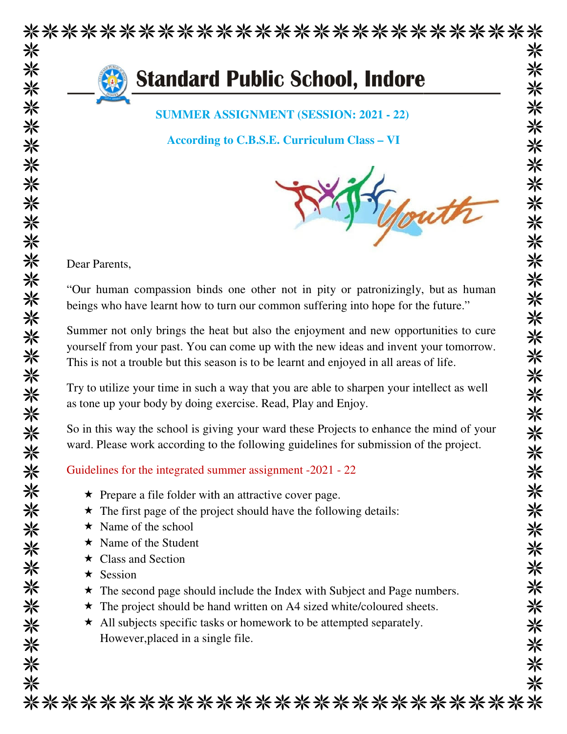# Standard Public School, Indore

**SUMMER ASSIGNMENT (SESSION: 2021 - 22)**

**According to C.B.S.E. Curriculum Class – VI**

Dear Parents,

"Our human compassion binds one other not in pity or patronizingly, but as human beings who have learnt how to turn our common suffering into hope for the future."

Summer not only brings the heat but also the enjoyment and new opportunities to cure yourself from your past. You can come up with the new ideas and invent your tomorrow. This is not a trouble but this season is to be learnt and enjoyed in all areas of life.

Try to utilize your time in such a way that you are able to sharpen your intellect as well as tone up your body by doing exercise. Read, Play and Enjoy.

So in this way the school is giving your ward these Projects to enhance the mind of your ward. Please work according to the following guidelines for submission of the project.

Guidelines for the integrated summer assignment -2021 - 22

- Prepare a file folder with an attractive cover page.
- The first page of the project should have the following details:
- Name of the school
- Name of the Student
- Class and Section
- Session
- The second page should include the Index with Subject and Page numbers.
- The project should be hand written on A4 sized white/coloured sheets.
- All subjects specific tasks or homework to be attempted separately. However,placed in a single file.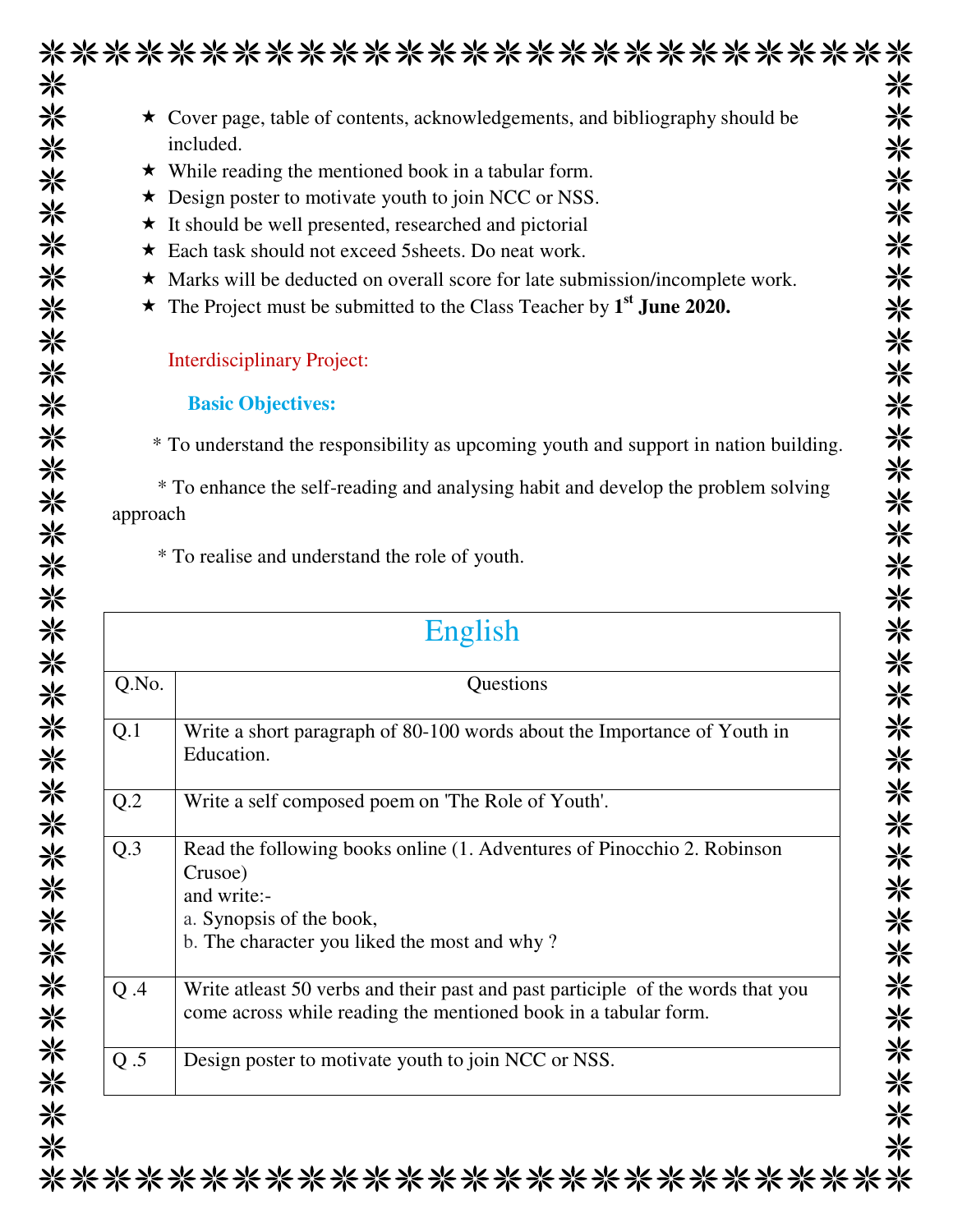- Cover page, table of contents, acknowledgements, and bibliography should be included.
- While reading the mentioned book in a tabular form.
- Design poster to motivate youth to join NCC or NSS.
- It should be well presented, researched and pictorial
- Each task should not exceed 5sheets. Do neat work.
- Marks will be deducted on overall score for late submission/incomplete work.
- The Project must be submitted to the Class Teacher by **1st June 2020.**

Interdisciplinary Project:

**Basic Objectives:**

* To understand the responsibility as upcoming youth and support in nation building.

* To enhance the self-reading and analysing habit and develop the problem solving approach

* To realise and understand the role of youth.

## English

| Q.No. | Questions |
|---|---|
| Q.1 | Write a short paragraph of 80-100 words about the Importance of Youth in Education. |
| Q.2 | Write a self composed poem on 'The Role of Youth'. |
| Q.3 | Read the following books online (1. Adventures of Pinocchio 2. Robinson Crusoe) and write:- a. Synopsis of the book, b. The character you liked the most and why ? |
| Q .4 | Write atleast 50 verbs and their past and past participle of the words that you come across while reading the mentioned book in a tabular form. |
| Q .5 | Design poster to motivate youth to join NCC or NSS. |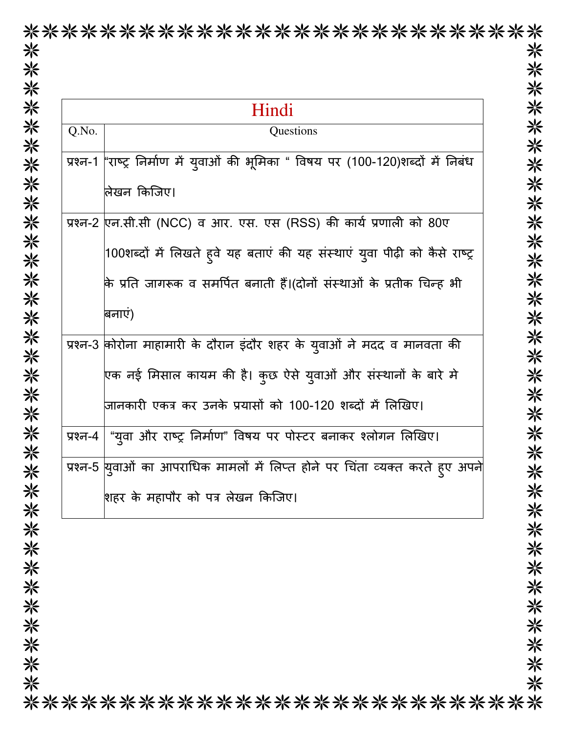| Hindi | |
|---|---|
| Q.No. | Questions |
| प्रश्न-1 | "राष्ट्र निर्माण में युवाओं की भूमिका " विषय पर (100-120)शब्दों में निबंध लेखन किजिए। |
| प्रश्न-2 | एन.सी.सी (NCC) व आर. एस. एस (RSS) की कार्य प्रणाली को 80ए 100शब्दों में लिखते हुवे यह बताएं की यह संस्थाएं युवा पीढ़ी को कैसे राष्ट्र के प्रति जागरूक व समर्पित बनाती हैं।(दोनों संस्थाओं के प्रतीक चिन्ह भी बनाएं) |
| प्रश्न-3 | कोरोना माहामारी के दौरान इंदौर शहर के युवाओं ने मदद व मानवता की एक नई मिसाल कायम की है। कुछ ऐसे युवाओं और संस्थानों के बारे मे जानकारी एकत्र कर उनके प्रयासों को 100-120 शब्दों में लिखिए। |
| प्रश्न-4 | "युवा और राष्ट्र निर्माण" विषय पर पोस्टर बनाकर श्लोगन लिखिए। |
| प्रश्न-5 | युवाओं का आपराधिक मामलों में लिप्त होने पर चिंता व्यक्त करते हुए अपने शहर के महापौर को पत्र लेखन किजिए। |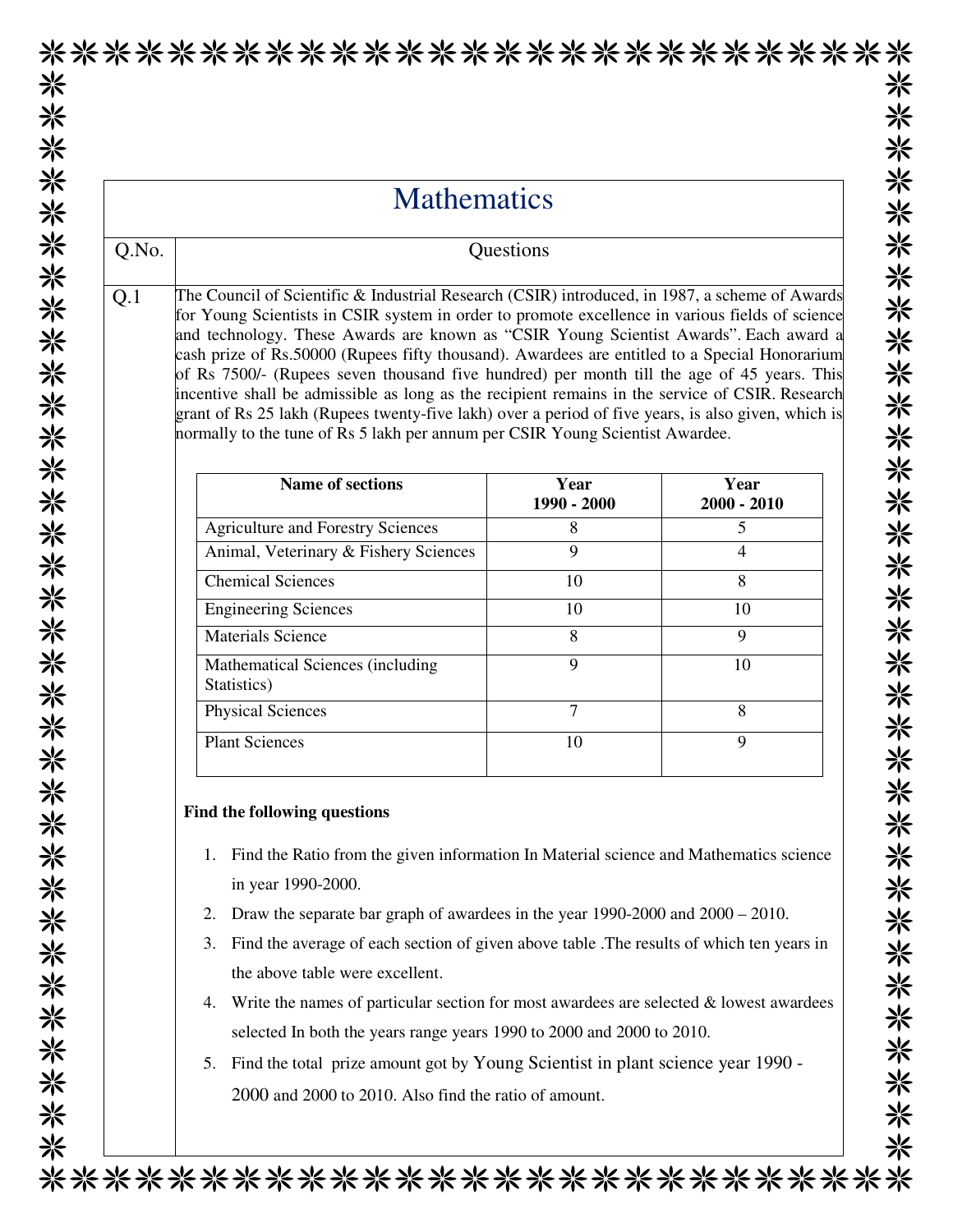# Mathematics

| Q.No. | Questions |
|---|---|

**Q.1** The Council of Scientific & Industrial Research (CSIR) introduced, in 1987, a scheme of Awards for Young Scientists in CSIR system in order to promote excellence in various fields of science and technology. These Awards are known as "CSIR Young Scientist Awards". Each award a cash prize of Rs.50000 (Rupees fifty thousand). Awardees are entitled to a Special Honorarium of Rs 7500/- (Rupees seven thousand five hundred) per month till the age of 45 years. This incentive shall be admissible as long as the recipient remains in the service of CSIR. Research grant of Rs 25 lakh (Rupees twenty-five lakh) over a period of five years, is also given, which is normally to the tune of Rs 5 lakh per annum per CSIR Young Scientist Awardee.

| **Name of sections** | **Year 1990 - 2000** | **Year 2000 - 2010** |
|---|---|---|
| Agriculture and Forestry Sciences | 8 | 5 |
| Animal, Veterinary & Fishery Sciences | 9 | 4 |
| Chemical Sciences | 10 | 8 |
| Engineering Sciences | 10 | 10 |
| Materials Science | 8 | 9 |
| Mathematical Sciences (including Statistics) | 9 | 10 |
| Physical Sciences | 7 | 8 |
| Plant Sciences | 10 | 9 |

**Find the following questions**

1. Find the Ratio from the given information In Material science and Mathematics science in year 1990-2000.
2. Draw the separate bar graph of awardees in the year 1990-2000 and 2000 – 2010.
3. Find the average of each section of given above table .The results of which ten years in the above table were excellent.
4. Write the names of particular section for most awardees are selected & lowest awardees selected In both the years range years 1990 to 2000 and 2000 to 2010.
5. Find the total prize amount got by Young Scientist in plant science year 1990 - 2000 and 2000 to 2010. Also find the ratio of amount.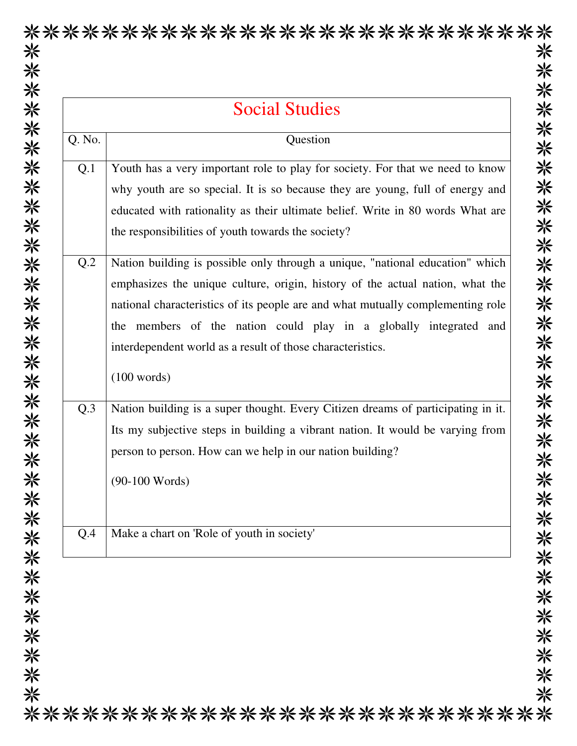| Social Studies | |
|---|---|
| Q. No. | Question |
| Q.1 | Youth has a very important role to play for society. For that we need to know why youth are so special. It is so because they are young, full of energy and educated with rationality as their ultimate belief. Write in 80 words What are the responsibilities of youth towards the society? |
| Q.2 | Nation building is possible only through a unique, "national education" which emphasizes the unique culture, origin, history of the actual nation, what the national characteristics of its people are and what mutually complementing role the members of the nation could play in a globally integrated and interdependent world as a result of those characteristics. <br><br> (100 words) |
| Q.3 | Nation building is a super thought. Every Citizen dreams of participating in it. Its my subjective steps in building a vibrant nation. It would be varying from person to person. How can we help in our nation building? <br><br> (90-100 Words) |
| Q.4 | Make a chart on 'Role of youth in society' |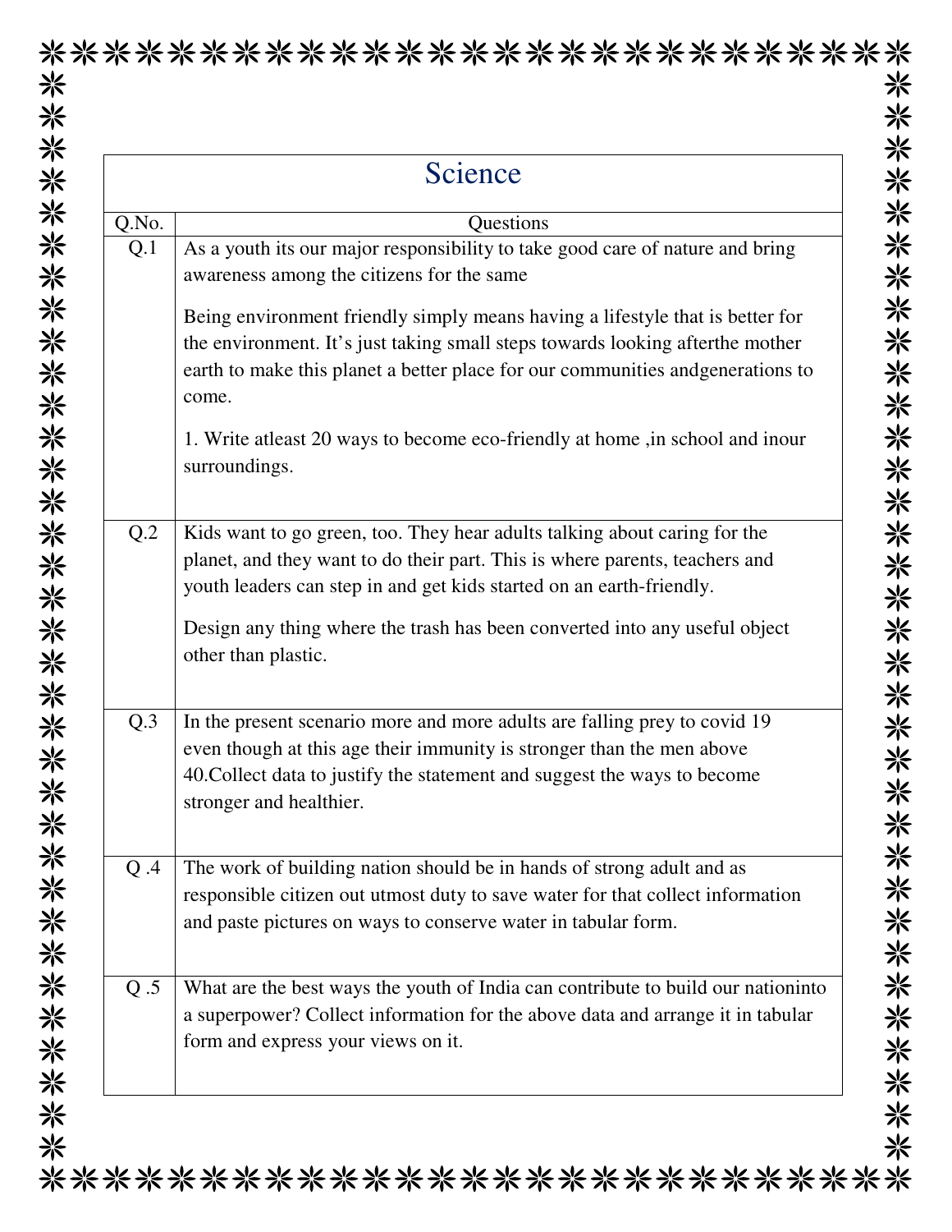| Science | |
|---|---|
| Q.No. | Questions |
| Q.1 | As a youth its our major responsibility to take good care of nature and bring awareness among the citizens for the same<br><br>Being environment friendly simply means having a lifestyle that is better for the environment. It's just taking small steps towards looking afterthe mother earth to make this planet a better place for our communities andgenerations to come.<br><br>1. Write atleast 20 ways to become eco-friendly at home ,in school and inour surroundings. |
| Q.2 | Kids want to go green, too. They hear adults talking about caring for the planet, and they want to do their part. This is where parents, teachers and youth leaders can step in and get kids started on an earth-friendly.<br><br>Design any thing where the trash has been converted into any useful object other than plastic. |
| Q.3 | In the present scenario more and more adults are falling prey to covid 19 even though at this age their immunity is stronger than the men above 40.Collect data to justify the statement and suggest the ways to become stronger and healthier. |
| Q .4 | The work of building nation should be in hands of strong adult and as responsible citizen out utmost duty to save water for that collect information and paste pictures on ways to conserve water in tabular form. |
| Q .5 | What are the best ways the youth of India can contribute to build our nationinto a superpower? Collect information for the above data and arrange it in tabular form and express your views on it. |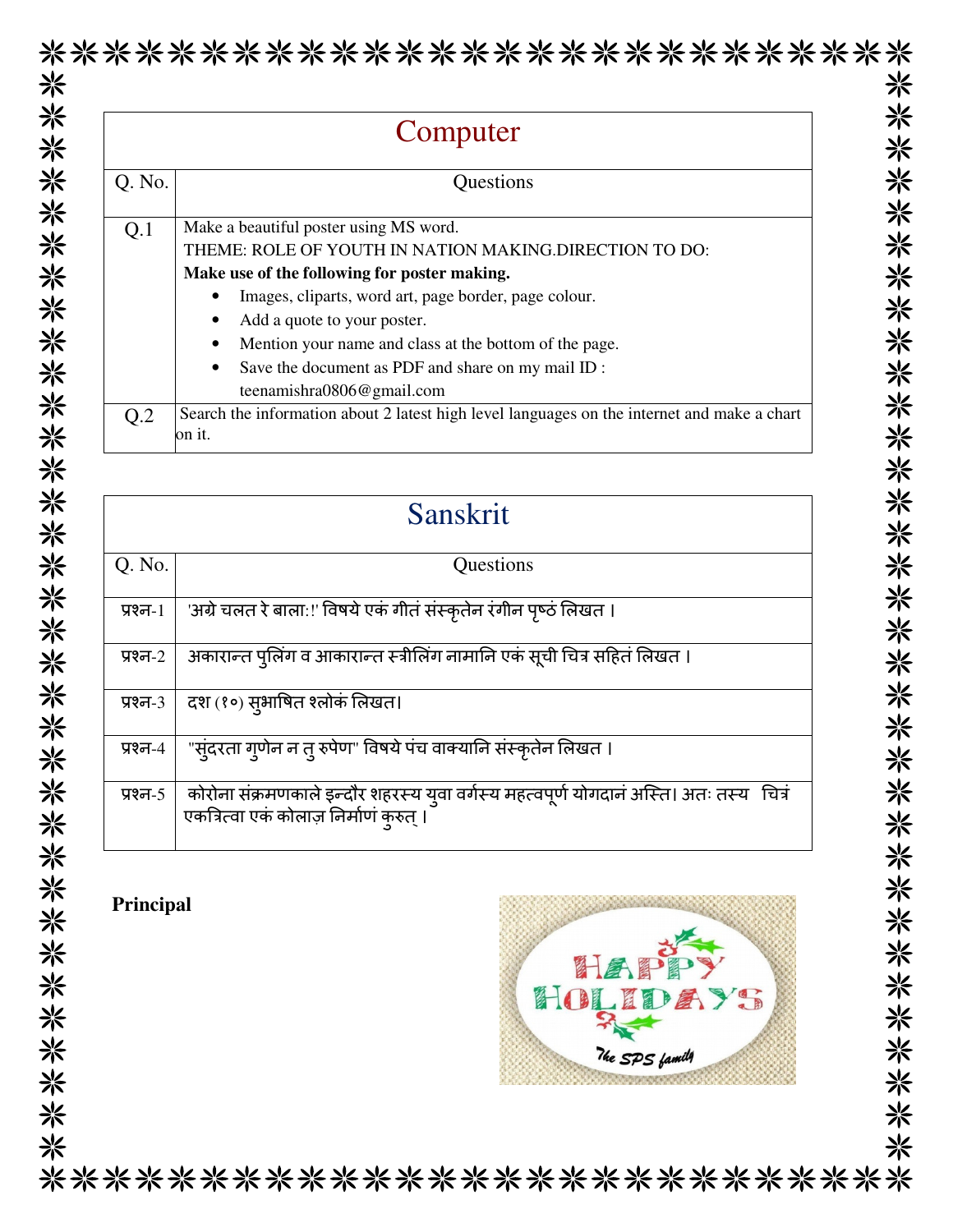## Computer

| Q. No. | Questions |
|---|---|
| Q.1 | Make a beautiful poster using MS word.<br>THEME: ROLE OF YOUTH IN NATION MAKING.DIRECTION TO DO:<br>**Make use of the following for poster making.**<br>• Images, cliparts, word art, page border, page colour.<br>• Add a quote to your poster.<br>• Mention your name and class at the bottom of the page.<br>• Save the document as PDF and share on my mail ID : teenamishra0806@gmail.com |
| Q.2 | Search the information about 2 latest high level languages on the internet and make a chart on it. |

## Sanskrit

| Q. No. | Questions |
|---|---|
| प्रश्न-1 | 'अग्रे चलत रे बाला:!' विषये एकं गीतं संस्कृतेन रंगीन पृष्ठं लिखत । |
| प्रश्न-2 | अकारान्त पुलिंग व आकारान्त स्त्रीलिंग नामानि एकं सूची चित्र सहितं लिखत । |
| प्रश्न-3 | दश (१०) सुभाषित श्लोकं लिखत। |
| प्रश्न-4 | "सुंदरता गुणेन न तु रुपेण" विषये पंच वाक्यानि संस्कृतेन लिखत । |
| प्रश्न-5 | कोरोना संक्रमणकाले इन्दौर शहरस्य युवा वर्गस्य महत्वपूर्ण योगदानं अस्ति। अतः तस्य चित्रं एकत्रित्वा एकं कोलाज़ निर्माणं कुरुत् । |

**Principal**

HAPPY HOLIDAYS
The SPS family